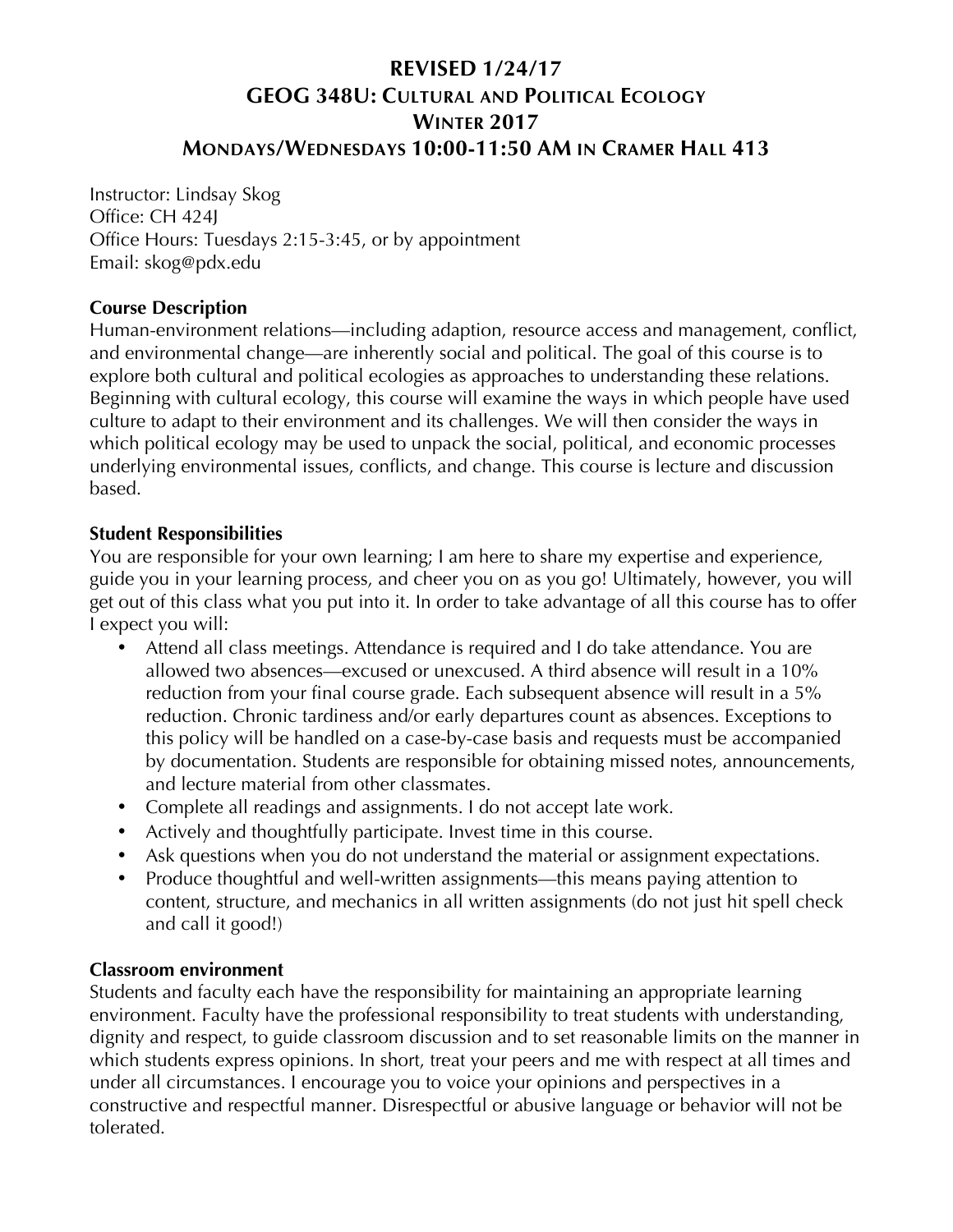# REVISED 1/24/17
# GEOG 348U: Cultural and Political Ecology
# Winter 2017
# Mondays/Wednesdays 10:00-11:50 AM in Cramer Hall 413

Instructor: Lindsay Skog
Office: CH 424J
Office Hours: Tuesdays 2:15-3:45, or by appointment
Email: skog@pdx.edu

**Course Description**

Human-environment relations—including adaption, resource access and management, conflict, and environmental change—are inherently social and political. The goal of this course is to explore both cultural and political ecologies as approaches to understanding these relations. Beginning with cultural ecology, this course will examine the ways in which people have used culture to adapt to their environment and its challenges. We will then consider the ways in which political ecology may be used to unpack the social, political, and economic processes underlying environmental issues, conflicts, and change. This course is lecture and discussion based.

**Student Responsibilities**

You are responsible for your own learning; I am here to share my expertise and experience, guide you in your learning process, and cheer you on as you go! Ultimately, however, you will get out of this class what you put into it. In order to take advantage of all this course has to offer I expect you will:

- Attend all class meetings. Attendance is required and I do take attendance. You are allowed two absences—excused or unexcused. A third absence will result in a 10% reduction from your final course grade. Each subsequent absence will result in a 5% reduction. Chronic tardiness and/or early departures count as absences. Exceptions to this policy will be handled on a case-by-case basis and requests must be accompanied by documentation. Students are responsible for obtaining missed notes, announcements, and lecture material from other classmates.
- Complete all readings and assignments. I do not accept late work.
- Actively and thoughtfully participate. Invest time in this course.
- Ask questions when you do not understand the material or assignment expectations.
- Produce thoughtful and well-written assignments—this means paying attention to content, structure, and mechanics in all written assignments (do not just hit spell check and call it good!)

**Classroom environment**

Students and faculty each have the responsibility for maintaining an appropriate learning environment. Faculty have the professional responsibility to treat students with understanding, dignity and respect, to guide classroom discussion and to set reasonable limits on the manner in which students express opinions. In short, treat your peers and me with respect at all times and under all circumstances. I encourage you to voice your opinions and perspectives in a constructive and respectful manner. Disrespectful or abusive language or behavior will not be tolerated.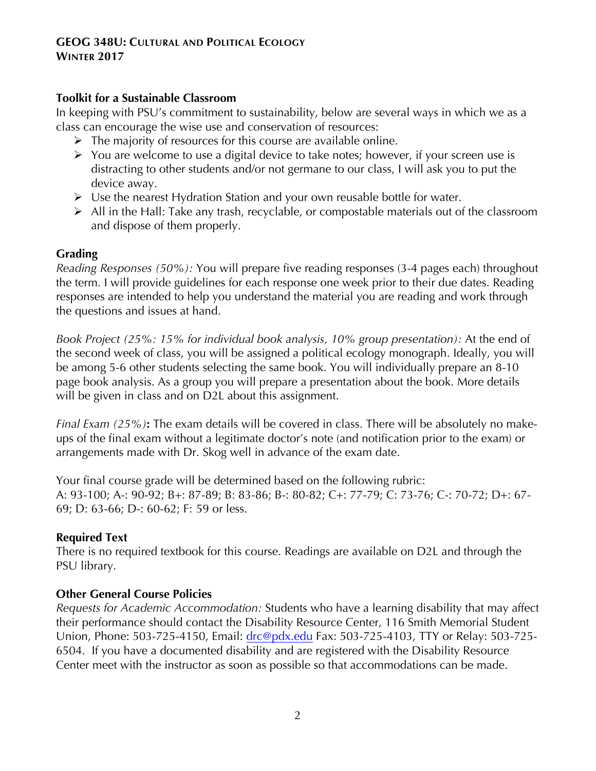## Toolkit for a Sustainable Classroom

In keeping with PSU's commitment to sustainability, below are several ways in which we as a class can encourage the wise use and conservation of resources:

- The majority of resources for this course are available online.
- You are welcome to use a digital device to take notes; however, if your screen use is distracting to other students and/or not germane to our class, I will ask you to put the device away.
- Use the nearest Hydration Station and your own reusable bottle for water.
- All in the Hall: Take any trash, recyclable, or compostable materials out of the classroom and dispose of them properly.

## Grading

*Reading Responses (50%):* You will prepare five reading responses (3-4 pages each) throughout the term. I will provide guidelines for each response one week prior to their due dates. Reading responses are intended to help you understand the material you are reading and work through the questions and issues at hand.

*Book Project (25%: 15% for individual book analysis, 10% group presentation):* At the end of the second week of class, you will be assigned a political ecology monograph. Ideally, you will be among 5-6 other students selecting the same book. You will individually prepare an 8-10 page book analysis. As a group you will prepare a presentation about the book. More details will be given in class and on D2L about this assignment.

*Final Exam (25%)***:** The exam details will be covered in class. There will be absolutely no make-ups of the final exam without a legitimate doctor's note (and notification prior to the exam) or arrangements made with Dr. Skog well in advance of the exam date.

Your final course grade will be determined based on the following rubric:
A: 93-100; A-: 90-92; B+: 87-89; B: 83-86; B-: 80-82; C+: 77-79; C: 73-76; C-: 70-72; D+: 67-69; D: 63-66; D-: 60-62; F: 59 or less.

## Required Text

There is no required textbook for this course. Readings are available on D2L and through the PSU library.

## Other General Course Policies

*Requests for Academic Accommodation:* Students who have a learning disability that may affect their performance should contact the Disability Resource Center, 116 Smith Memorial Student Union, Phone: 503-725-4150, Email: drc@pdx.edu Fax: 503-725-4103, TTY or Relay: 503-725-6504. If you have a documented disability and are registered with the Disability Resource Center meet with the instructor as soon as possible so that accommodations can be made.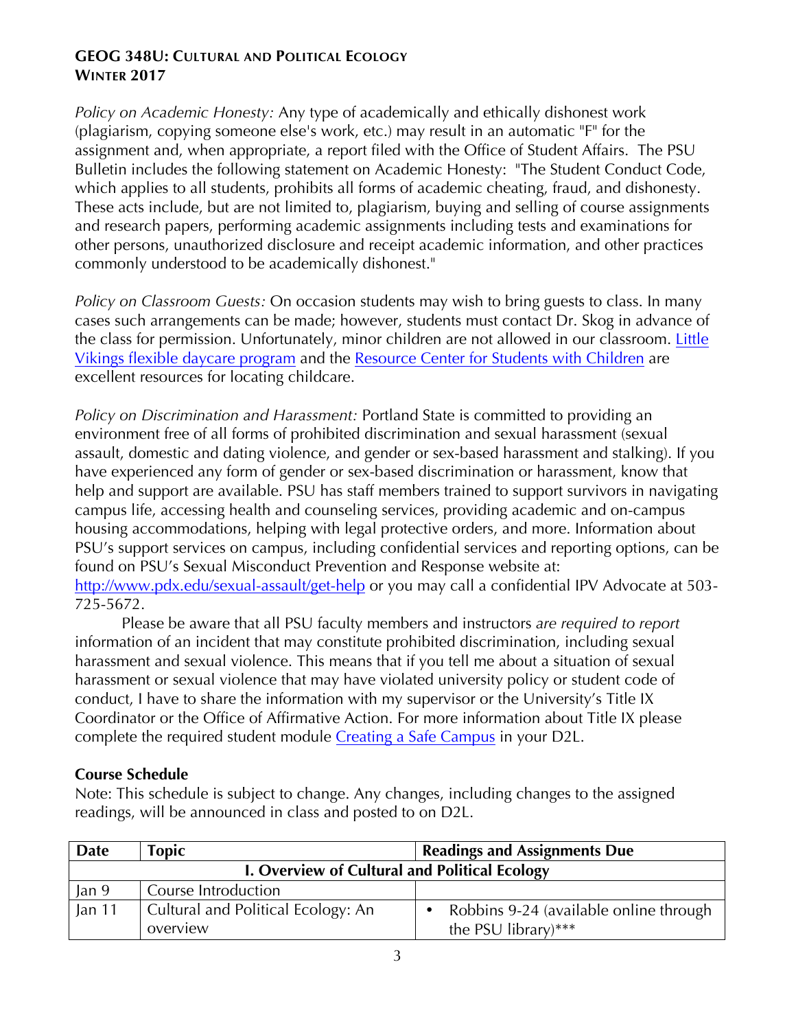**GEOG 348U: CULTURAL AND POLITICAL ECOLOGY**
**WINTER 2017**

*Policy on Academic Honesty:* Any type of academically and ethically dishonest work (plagiarism, copying someone else's work, etc.) may result in an automatic "F" for the assignment and, when appropriate, a report filed with the Office of Student Affairs. The PSU Bulletin includes the following statement on Academic Honesty: "The Student Conduct Code, which applies to all students, prohibits all forms of academic cheating, fraud, and dishonesty. These acts include, but are not limited to, plagiarism, buying and selling of course assignments and research papers, performing academic assignments including tests and examinations for other persons, unauthorized disclosure and receipt academic information, and other practices commonly understood to be academically dishonest."

*Policy on Classroom Guests:* On occasion students may wish to bring guests to class. In many cases such arrangements can be made; however, students must contact Dr. Skog in advance of the class for permission. Unfortunately, minor children are not allowed in our classroom. [Little Vikings flexible daycare program]() and the [Resource Center for Students with Children]() are excellent resources for locating childcare.

*Policy on Discrimination and Harassment:* Portland State is committed to providing an environment free of all forms of prohibited discrimination and sexual harassment (sexual assault, domestic and dating violence, and gender or sex-based harassment and stalking). If you have experienced any form of gender or sex-based discrimination or harassment, know that help and support are available. PSU has staff members trained to support survivors in navigating campus life, accessing health and counseling services, providing academic and on-campus housing accommodations, helping with legal protective orders, and more. Information about PSU's support services on campus, including confidential services and reporting options, can be found on PSU's Sexual Misconduct Prevention and Response website at: [http://www.pdx.edu/sexual-assault/get-help](http://www.pdx.edu/sexual-assault/get-help) or you may call a confidential IPV Advocate at 503-725-5672.

Please be aware that all PSU faculty members and instructors *are required to report* information of an incident that may constitute prohibited discrimination, including sexual harassment and sexual violence. This means that if you tell me about a situation of sexual harassment or sexual violence that may have violated university policy or student code of conduct, I have to share the information with my supervisor or the University's Title IX Coordinator or the Office of Affirmative Action. For more information about Title IX please complete the required student module [Creating a Safe Campus]() in your D2L.

**Course Schedule**

Note: This schedule is subject to change. Any changes, including changes to the assigned readings, will be announced in class and posted to on D2L.

| Date | Topic | Readings and Assignments Due |
|---|---|---|
| **I. Overview of Cultural and Political Ecology** | | |
| Jan 9 | Course Introduction | |
| Jan 11 | Cultural and Political Ecology: An overview | • Robbins 9-24 (available online through the PSU library)*** |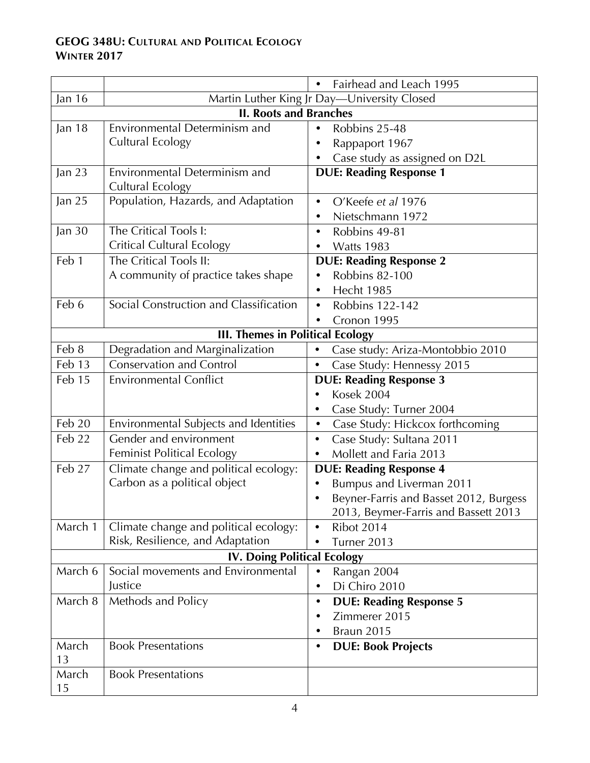## GEOG 348U: Cultural and Political Ecology
## Winter 2017

| | | |
|---|---|---|
| | | • Fairhead and Leach 1995 |
| Jan 16 | Martin Luther King Jr Day—University Closed | |
| **II. Roots and Branches** | | |
| Jan 18 | Environmental Determinism and Cultural Ecology | • Robbins 25-48<br>• Rappaport 1967<br>• Case study as assigned on D2L |
| Jan 23 | Environmental Determinism and Cultural Ecology | **DUE: Reading Response 1** |
| Jan 25 | Population, Hazards, and Adaptation | • O'Keefe *et al* 1976<br>• Nietschmann 1972 |
| Jan 30 | The Critical Tools I: Critical Cultural Ecology | • Robbins 49-81<br>• Watts 1983 |
| Feb 1 | The Critical Tools II: A community of practice takes shape | **DUE: Reading Response 2**<br>• Robbins 82-100<br>• Hecht 1985 |
| Feb 6 | Social Construction and Classification | • Robbins 122-142<br>• Cronon 1995 |
| **III. Themes in Political Ecology** | | |
| Feb 8 | Degradation and Marginalization | • Case study: Ariza-Montobbio 2010 |
| Feb 13 | Conservation and Control | • Case Study: Hennessy 2015 |
| Feb 15 | Environmental Conflict | **DUE: Reading Response 3**<br>• Kosek 2004<br>• Case Study: Turner 2004 |
| Feb 20 | Environmental Subjects and Identities | • Case Study: Hickcox forthcoming |
| Feb 22 | Gender and environment Feminist Political Ecology | • Case Study: Sultana 2011<br>• Mollett and Faria 2013 |
| Feb 27 | Climate change and political ecology: Carbon as a political object | **DUE: Reading Response 4**<br>• Bumpus and Liverman 2011<br>• Beyner-Farris and Basset 2012, Burgess 2013, Beymer-Farris and Bassett 2013 |
| March 1 | Climate change and political ecology: Risk, Resilience, and Adaptation | • Ribot 2014<br>• Turner 2013 |
| **IV. Doing Political Ecology** | | |
| March 6 | Social movements and Environmental Justice | • Rangan 2004<br>• Di Chiro 2010 |
| March 8 | Methods and Policy | • **DUE: Reading Response 5**<br>• Zimmerer 2015<br>• Braun 2015 |
| March 13 | Book Presentations | • **DUE: Book Projects** |
| March 15 | Book Presentations | |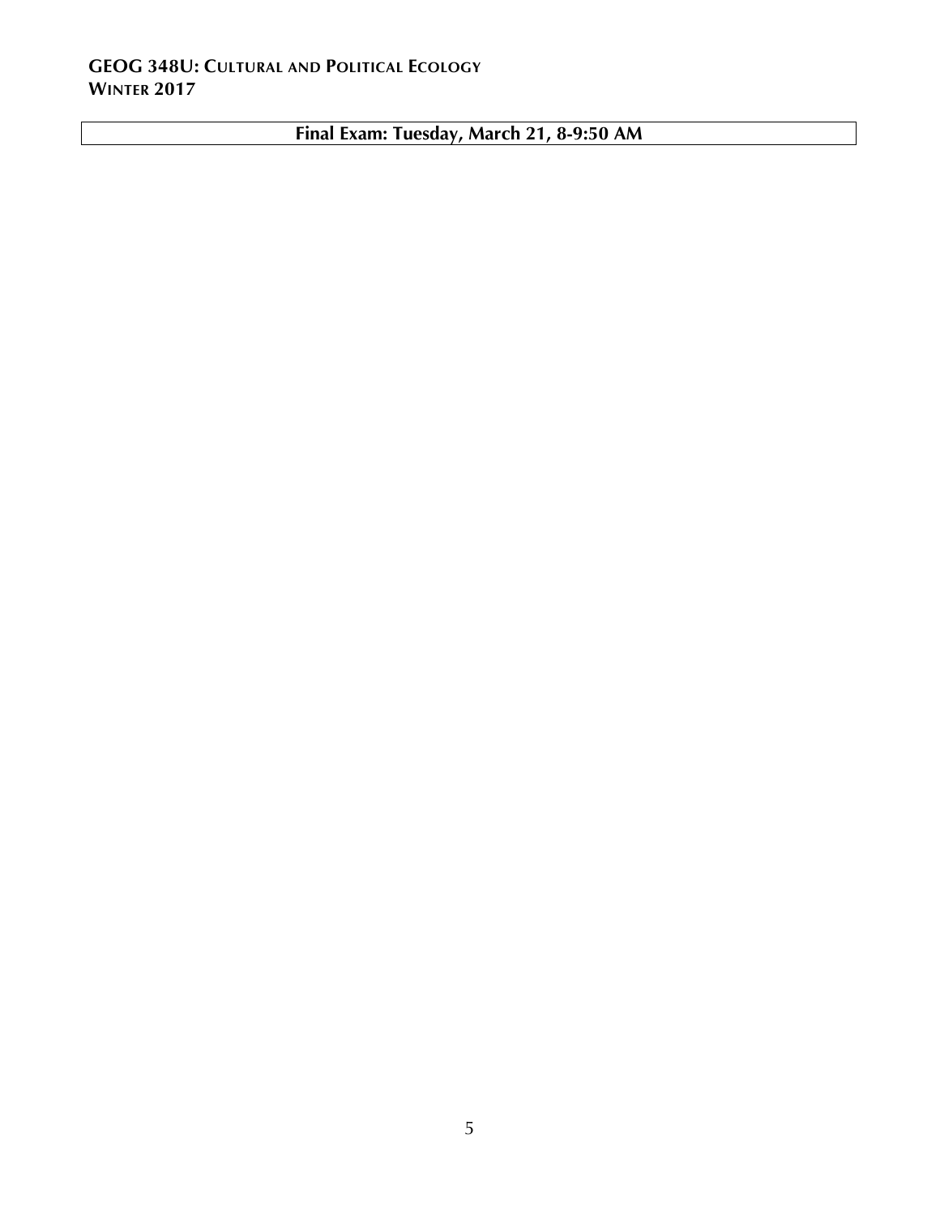**Final Exam: Tuesday, March 21, 8-9:50 AM**